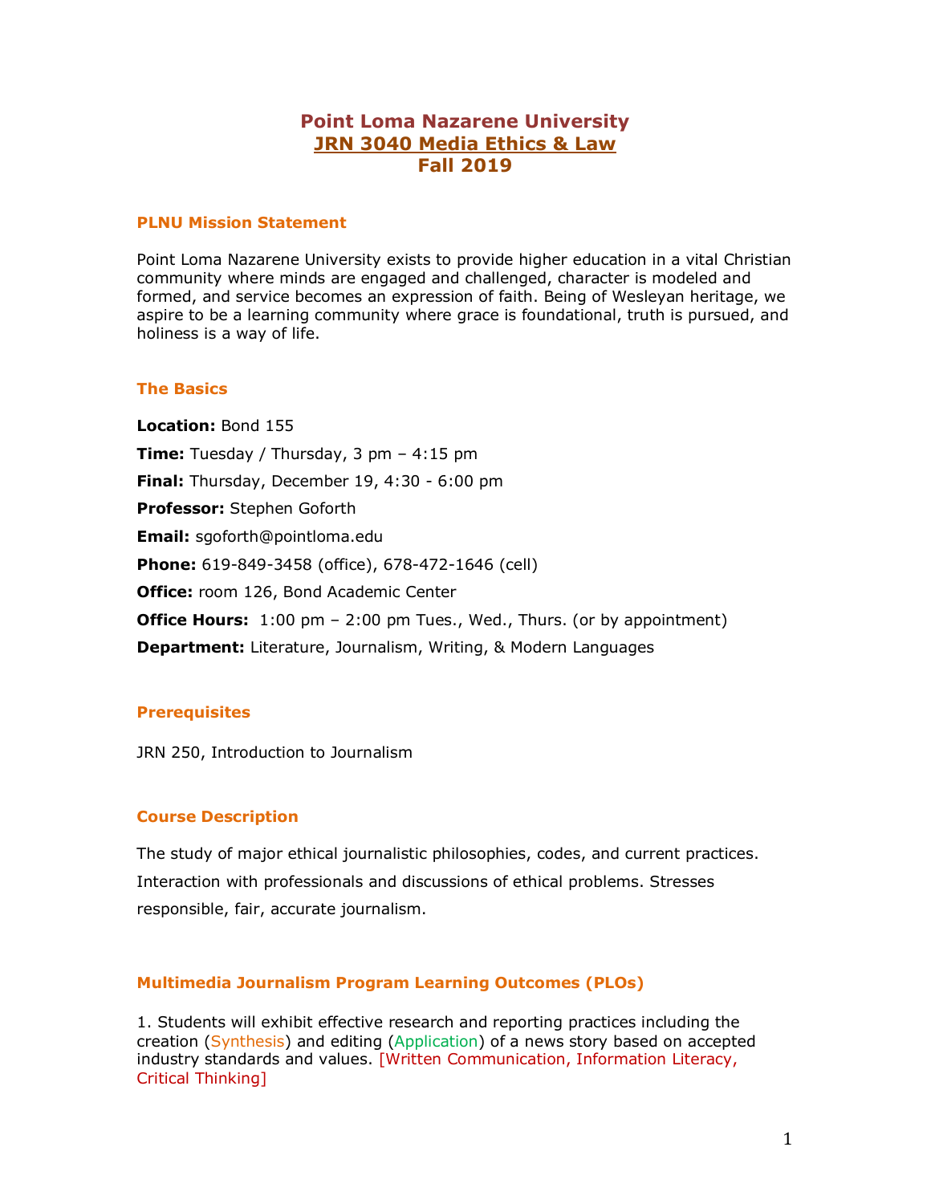# Point Loma Nazarene University
# JRN 3040 Media Ethics & Law
# Fall 2019

## PLNU Mission Statement

Point Loma Nazarene University exists to provide higher education in a vital Christian community where minds are engaged and challenged, character is modeled and formed, and service becomes an expression of faith. Being of Wesleyan heritage, we aspire to be a learning community where grace is foundational, truth is pursued, and holiness is a way of life.

## The Basics

**Location:** Bond 155

**Time:** Tuesday / Thursday, 3 pm – 4:15 pm

**Final:** Thursday, December 19, 4:30 - 6:00 pm

**Professor:** Stephen Goforth

**Email:** sgoforth@pointloma.edu

**Phone:** 619-849-3458 (office), 678-472-1646 (cell)

**Office:** room 126, Bond Academic Center

**Office Hours:** 1:00 pm – 2:00 pm Tues., Wed., Thurs. (or by appointment)

**Department:** Literature, Journalism, Writing, & Modern Languages

## Prerequisites

JRN 250, Introduction to Journalism

## Course Description

The study of major ethical journalistic philosophies, codes, and current practices. Interaction with professionals and discussions of ethical problems. Stresses responsible, fair, accurate journalism.

## Multimedia Journalism Program Learning Outcomes (PLOs)

1. Students will exhibit effective research and reporting practices including the creation (Synthesis) and editing (Application) of a news story based on accepted industry standards and values. [Written Communication, Information Literacy, Critical Thinking]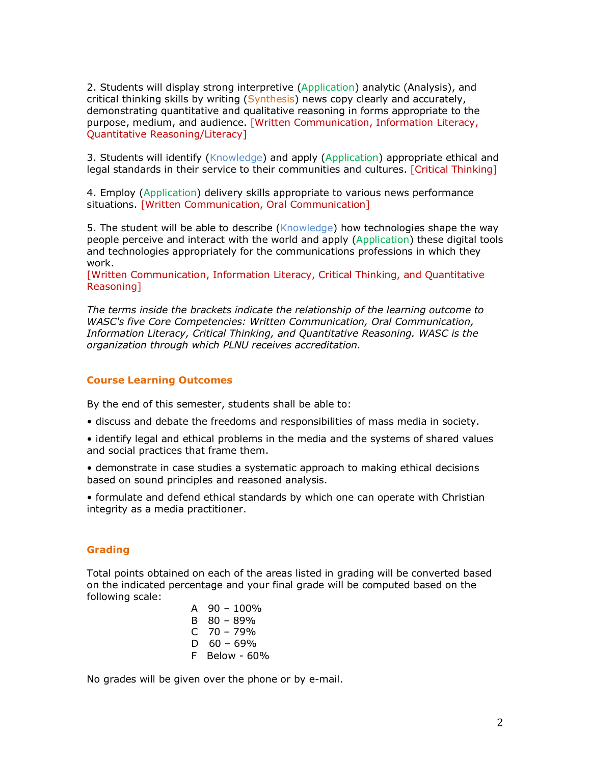2. Students will display strong interpretive (Application) analytic (Analysis), and critical thinking skills by writing (Synthesis) news copy clearly and accurately, demonstrating quantitative and qualitative reasoning in forms appropriate to the purpose, medium, and audience. [Written Communication, Information Literacy, Quantitative Reasoning/Literacy]

3. Students will identify (Knowledge) and apply (Application) appropriate ethical and legal standards in their service to their communities and cultures. [Critical Thinking]

4. Employ (Application) delivery skills appropriate to various news performance situations. [Written Communication, Oral Communication]

5. The student will be able to describe (Knowledge) how technologies shape the way people perceive and interact with the world and apply (Application) these digital tools and technologies appropriately for the communications professions in which they work.
[Written Communication, Information Literacy, Critical Thinking, and Quantitative Reasoning]

*The terms inside the brackets indicate the relationship of the learning outcome to WASC's five Core Competencies: Written Communication, Oral Communication, Information Literacy, Critical Thinking, and Quantitative Reasoning. WASC is the organization through which PLNU receives accreditation.*

### Course Learning Outcomes

By the end of this semester, students shall be able to:

- discuss and debate the freedoms and responsibilities of mass media in society.
- identify legal and ethical problems in the media and the systems of shared values and social practices that frame them.
- demonstrate in case studies a systematic approach to making ethical decisions based on sound principles and reasoned analysis.
- formulate and defend ethical standards by which one can operate with Christian integrity as a media practitioner.

### Grading

Total points obtained on each of the areas listed in grading will be converted based on the indicated percentage and your final grade will be computed based on the following scale:

A 90 – 100%
B 80 – 89%
C 70 – 79%
D 60 – 69%
F Below - 60%

No grades will be given over the phone or by e-mail.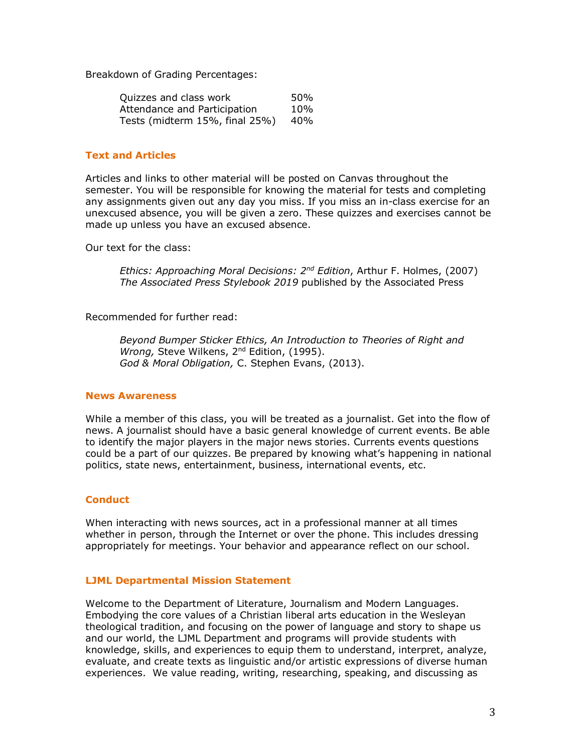Breakdown of Grading Percentages:

| Category | Percentage |
|---|---|
| Quizzes and class work | 50% |
| Attendance and Participation | 10% |
| Tests (midterm 15%, final 25%) | 40% |

## Text and Articles

Articles and links to other material will be posted on Canvas throughout the semester. You will be responsible for knowing the material for tests and completing any assignments given out any day you miss. If you miss an in-class exercise for an unexcused absence, you will be given a zero. These quizzes and exercises cannot be made up unless you have an excused absence.

Our text for the class:

> *Ethics: Approaching Moral Decisions: 2nd Edition*, Arthur F. Holmes, (2007)
> *The Associated Press Stylebook 2019* published by the Associated Press

Recommended for further read:

> *Beyond Bumper Sticker Ethics, An Introduction to Theories of Right and Wrong,* Steve Wilkens, 2nd Edition, (1995).
> *God & Moral Obligation,* C. Stephen Evans, (2013).

## News Awareness

While a member of this class, you will be treated as a journalist. Get into the flow of news. A journalist should have a basic general knowledge of current events. Be able to identify the major players in the major news stories. Currents events questions could be a part of our quizzes. Be prepared by knowing what's happening in national politics, state news, entertainment, business, international events, etc.

## Conduct

When interacting with news sources, act in a professional manner at all times whether in person, through the Internet or over the phone. This includes dressing appropriately for meetings. Your behavior and appearance reflect on our school.

## LJML Departmental Mission Statement

Welcome to the Department of Literature, Journalism and Modern Languages. Embodying the core values of a Christian liberal arts education in the Wesleyan theological tradition, and focusing on the power of language and story to shape us and our world, the LJML Department and programs will provide students with knowledge, skills, and experiences to equip them to understand, interpret, analyze, evaluate, and create texts as linguistic and/or artistic expressions of diverse human experiences. We value reading, writing, researching, speaking, and discussing as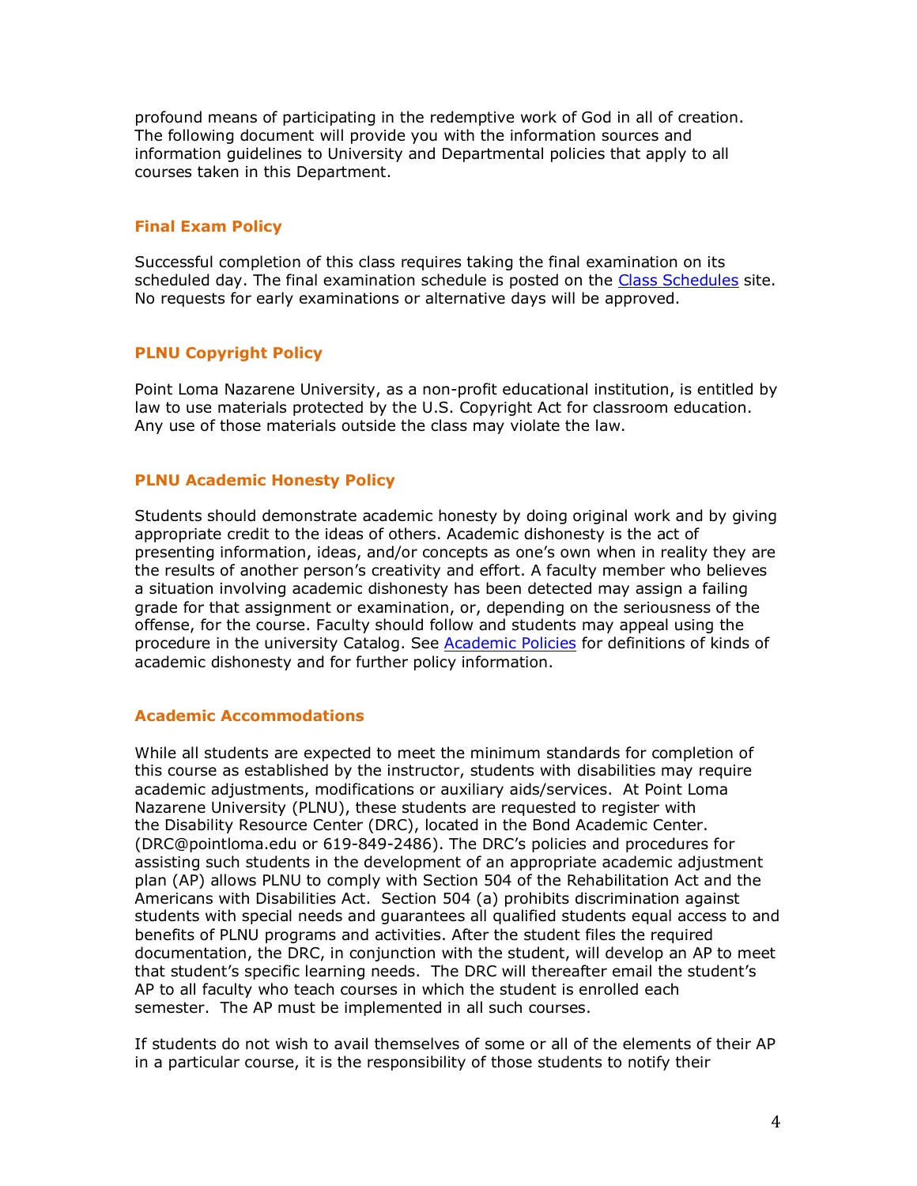profound means of participating in the redemptive work of God in all of creation. The following document will provide you with the information sources and information guidelines to University and Departmental policies that apply to all courses taken in this Department.

### Final Exam Policy

Successful completion of this class requires taking the final examination on its scheduled day. The final examination schedule is posted on the [Class Schedules](#) site. No requests for early examinations or alternative days will be approved.

### PLNU Copyright Policy

Point Loma Nazarene University, as a non-profit educational institution, is entitled by law to use materials protected by the U.S. Copyright Act for classroom education. Any use of those materials outside the class may violate the law.

### PLNU Academic Honesty Policy

Students should demonstrate academic honesty by doing original work and by giving appropriate credit to the ideas of others. Academic dishonesty is the act of presenting information, ideas, and/or concepts as one's own when in reality they are the results of another person's creativity and effort. A faculty member who believes a situation involving academic dishonesty has been detected may assign a failing grade for that assignment or examination, or, depending on the seriousness of the offense, for the course. Faculty should follow and students may appeal using the procedure in the university Catalog. See [Academic Policies](#) for definitions of kinds of academic dishonesty and for further policy information.

### Academic Accommodations

While all students are expected to meet the minimum standards for completion of this course as established by the instructor, students with disabilities may require academic adjustments, modifications or auxiliary aids/services. At Point Loma Nazarene University (PLNU), these students are requested to register with the Disability Resource Center (DRC), located in the Bond Academic Center. (DRC@pointloma.edu or 619-849-2486). The DRC's policies and procedures for assisting such students in the development of an appropriate academic adjustment plan (AP) allows PLNU to comply with Section 504 of the Rehabilitation Act and the Americans with Disabilities Act. Section 504 (a) prohibits discrimination against students with special needs and guarantees all qualified students equal access to and benefits of PLNU programs and activities. After the student files the required documentation, the DRC, in conjunction with the student, will develop an AP to meet that student's specific learning needs. The DRC will thereafter email the student's AP to all faculty who teach courses in which the student is enrolled each semester. The AP must be implemented in all such courses.

If students do not wish to avail themselves of some or all of the elements of their AP in a particular course, it is the responsibility of those students to notify their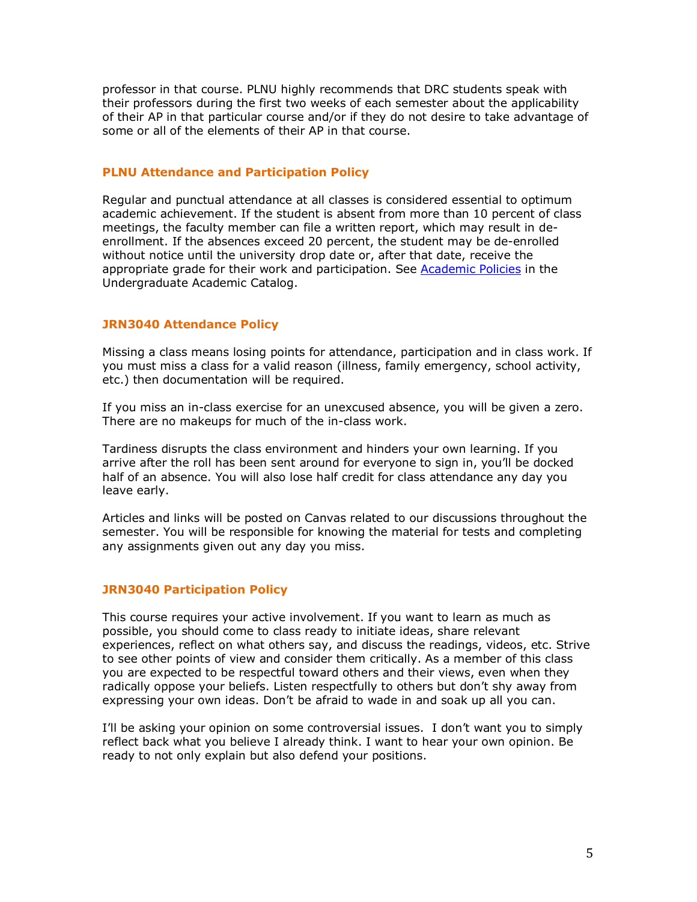professor in that course. PLNU highly recommends that DRC students speak with their professors during the first two weeks of each semester about the applicability of their AP in that particular course and/or if they do not desire to take advantage of some or all of the elements of their AP in that course.

### PLNU Attendance and Participation Policy

Regular and punctual attendance at all classes is considered essential to optimum academic achievement. If the student is absent from more than 10 percent of class meetings, the faculty member can file a written report, which may result in de-enrollment. If the absences exceed 20 percent, the student may be de-enrolled without notice until the university drop date or, after that date, receive the appropriate grade for their work and participation. See [Academic Policies]() in the Undergraduate Academic Catalog.

### JRN3040 Attendance Policy

Missing a class means losing points for attendance, participation and in class work. If you must miss a class for a valid reason (illness, family emergency, school activity, etc.) then documentation will be required.

If you miss an in-class exercise for an unexcused absence, you will be given a zero. There are no makeups for much of the in-class work.

Tardiness disrupts the class environment and hinders your own learning. If you arrive after the roll has been sent around for everyone to sign in, you'll be docked half of an absence. You will also lose half credit for class attendance any day you leave early.

Articles and links will be posted on Canvas related to our discussions throughout the semester. You will be responsible for knowing the material for tests and completing any assignments given out any day you miss.

### JRN3040 Participation Policy

This course requires your active involvement. If you want to learn as much as possible, you should come to class ready to initiate ideas, share relevant experiences, reflect on what others say, and discuss the readings, videos, etc. Strive to see other points of view and consider them critically. As a member of this class you are expected to be respectful toward others and their views, even when they radically oppose your beliefs. Listen respectfully to others but don't shy away from expressing your own ideas. Don't be afraid to wade in and soak up all you can.

I'll be asking your opinion on some controversial issues. I don't want you to simply reflect back what you believe I already think. I want to hear your own opinion. Be ready to not only explain but also defend your positions.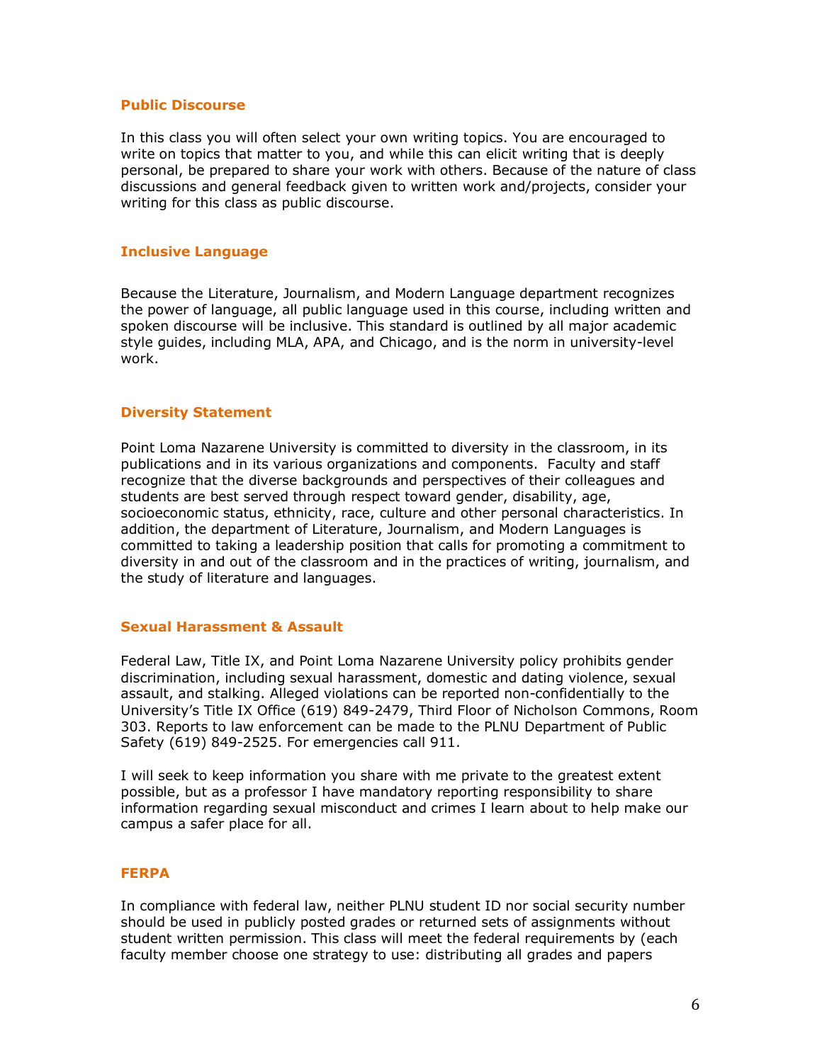### Public Discourse

In this class you will often select your own writing topics. You are encouraged to write on topics that matter to you, and while this can elicit writing that is deeply personal, be prepared to share your work with others. Because of the nature of class discussions and general feedback given to written work and/projects, consider your writing for this class as public discourse.

### Inclusive Language

Because the Literature, Journalism, and Modern Language department recognizes the power of language, all public language used in this course, including written and spoken discourse will be inclusive. This standard is outlined by all major academic style guides, including MLA, APA, and Chicago, and is the norm in university-level work.

### Diversity Statement

Point Loma Nazarene University is committed to diversity in the classroom, in its publications and in its various organizations and components. Faculty and staff recognize that the diverse backgrounds and perspectives of their colleagues and students are best served through respect toward gender, disability, age, socioeconomic status, ethnicity, race, culture and other personal characteristics. In addition, the department of Literature, Journalism, and Modern Languages is committed to taking a leadership position that calls for promoting a commitment to diversity in and out of the classroom and in the practices of writing, journalism, and the study of literature and languages.

### Sexual Harassment & Assault

Federal Law, Title IX, and Point Loma Nazarene University policy prohibits gender discrimination, including sexual harassment, domestic and dating violence, sexual assault, and stalking. Alleged violations can be reported non-confidentially to the University's Title IX Office (619) 849-2479, Third Floor of Nicholson Commons, Room 303. Reports to law enforcement can be made to the PLNU Department of Public Safety (619) 849-2525. For emergencies call 911.

I will seek to keep information you share with me private to the greatest extent possible, but as a professor I have mandatory reporting responsibility to share information regarding sexual misconduct and crimes I learn about to help make our campus a safer place for all.

### FERPA

In compliance with federal law, neither PLNU student ID nor social security number should be used in publicly posted grades or returned sets of assignments without student written permission. This class will meet the federal requirements by (each faculty member choose one strategy to use: distributing all grades and papers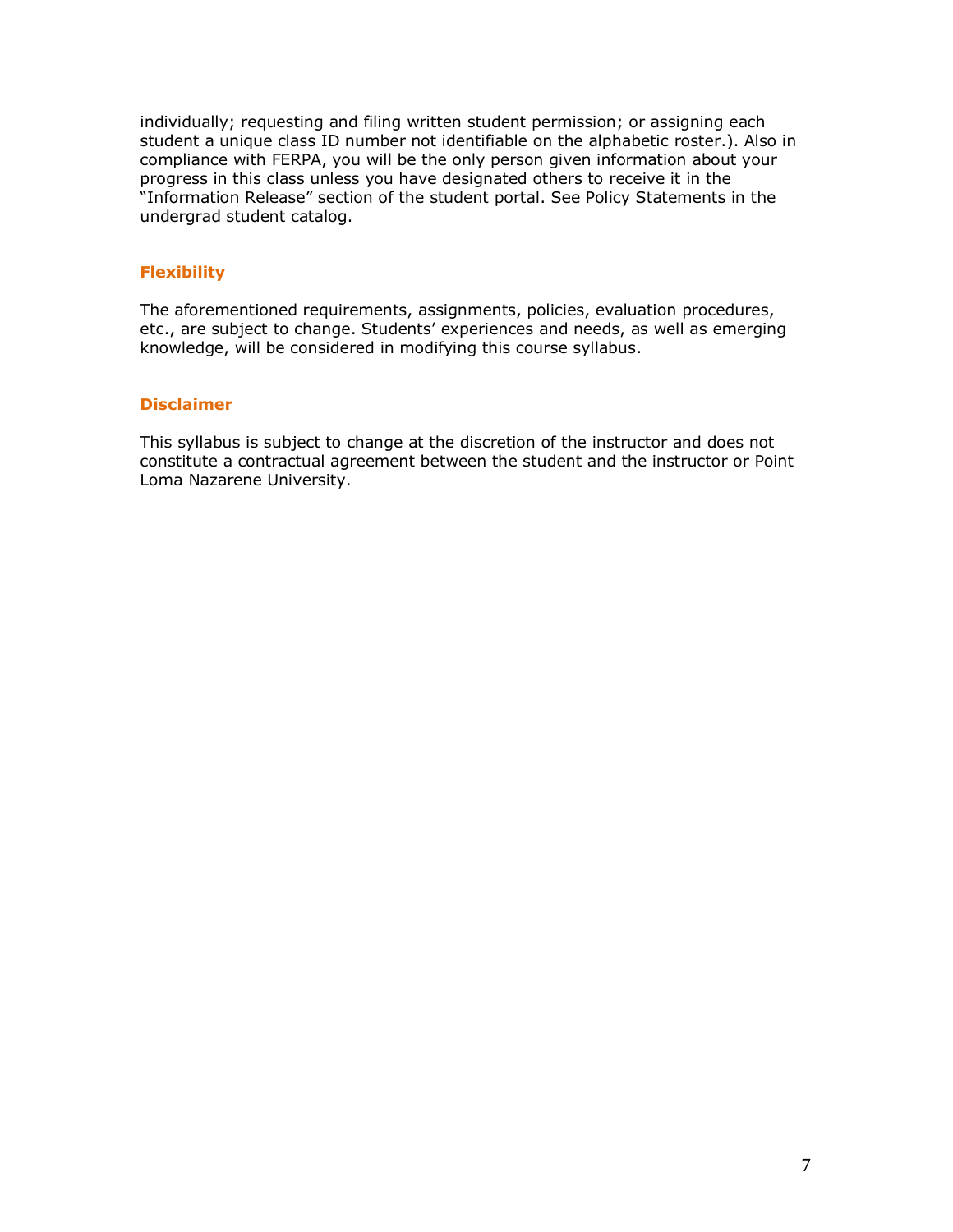individually; requesting and filing written student permission; or assigning each student a unique class ID number not identifiable on the alphabetic roster.). Also in compliance with FERPA, you will be the only person given information about your progress in this class unless you have designated others to receive it in the "Information Release" section of the student portal. See Policy Statements in the undergrad student catalog.

### Flexibility

The aforementioned requirements, assignments, policies, evaluation procedures, etc., are subject to change. Students' experiences and needs, as well as emerging knowledge, will be considered in modifying this course syllabus.

### Disclaimer

This syllabus is subject to change at the discretion of the instructor and does not constitute a contractual agreement between the student and the instructor or Point Loma Nazarene University.